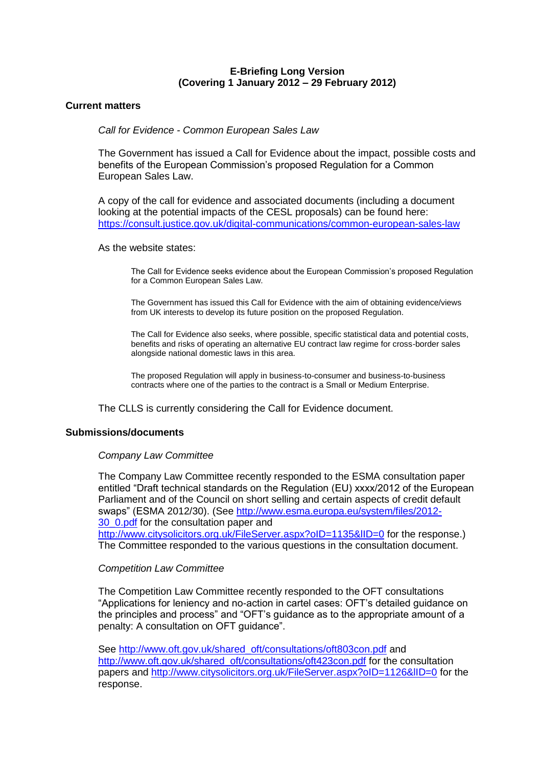**E-Briefing Long Version**
**(Covering 1 January 2012 – 29 February 2012)**

## Current matters

*Call for Evidence - Common European Sales Law*

The Government has issued a Call for Evidence about the impact, possible costs and benefits of the European Commission's proposed Regulation for a Common European Sales Law.

A copy of the call for evidence and associated documents (including a document looking at the potential impacts of the CESL proposals) can be found here: https://consult.justice.gov.uk/digital-communications/common-european-sales-law

As the website states:

> The Call for Evidence seeks evidence about the European Commission's proposed Regulation for a Common European Sales Law.
>
> The Government has issued this Call for Evidence with the aim of obtaining evidence/views from UK interests to develop its future position on the proposed Regulation.
>
> The Call for Evidence also seeks, where possible, specific statistical data and potential costs, benefits and risks of operating an alternative EU contract law regime for cross-border sales alongside national domestic laws in this area.
>
> The proposed Regulation will apply in business-to-consumer and business-to-business contracts where one of the parties to the contract is a Small or Medium Enterprise.

The CLLS is currently considering the Call for Evidence document.

## Submissions/documents

*Company Law Committee*

The Company Law Committee recently responded to the ESMA consultation paper entitled "Draft technical standards on the Regulation (EU) xxxx/2012 of the European Parliament and of the Council on short selling and certain aspects of credit default swaps" (ESMA 2012/30). (See http://www.esma.europa.eu/system/files/2012-30_0.pdf for the consultation paper and http://www.citysolicitors.org.uk/FileServer.aspx?oID=1135&lID=0 for the response.) The Committee responded to the various questions in the consultation document.

*Competition Law Committee*

The Competition Law Committee recently responded to the OFT consultations "Applications for leniency and no-action in cartel cases: OFT's detailed guidance on the principles and process" and "OFT's guidance as to the appropriate amount of a penalty: A consultation on OFT guidance".

See http://www.oft.gov.uk/shared_oft/consultations/oft803con.pdf and http://www.oft.gov.uk/shared_oft/consultations/oft423con.pdf for the consultation papers and http://www.citysolicitors.org.uk/FileServer.aspx?oID=1126&lID=0 for the response.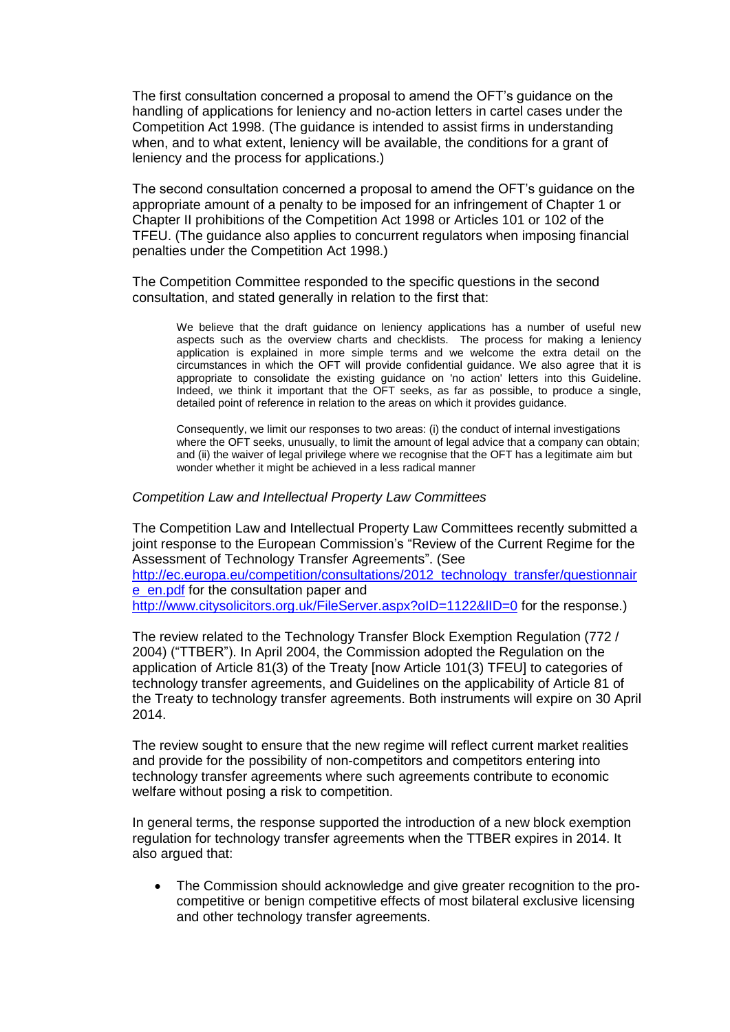The first consultation concerned a proposal to amend the OFT's guidance on the handling of applications for leniency and no-action letters in cartel cases under the Competition Act 1998. (The guidance is intended to assist firms in understanding when, and to what extent, leniency will be available, the conditions for a grant of leniency and the process for applications.)

The second consultation concerned a proposal to amend the OFT's guidance on the appropriate amount of a penalty to be imposed for an infringement of Chapter 1 or Chapter II prohibitions of the Competition Act 1998 or Articles 101 or 102 of the TFEU. (The guidance also applies to concurrent regulators when imposing financial penalties under the Competition Act 1998.)

The Competition Committee responded to the specific questions in the second consultation, and stated generally in relation to the first that:

> We believe that the draft guidance on leniency applications has a number of useful new aspects such as the overview charts and checklists. The process for making a leniency application is explained in more simple terms and we welcome the extra detail on the circumstances in which the OFT will provide confidential guidance. We also agree that it is appropriate to consolidate the existing guidance on 'no action' letters into this Guideline. Indeed, we think it important that the OFT seeks, as far as possible, to produce a single, detailed point of reference in relation to the areas on which it provides guidance.
>
> Consequently, we limit our responses to two areas: (i) the conduct of internal investigations where the OFT seeks, unusually, to limit the amount of legal advice that a company can obtain; and (ii) the waiver of legal privilege where we recognise that the OFT has a legitimate aim but wonder whether it might be achieved in a less radical manner

*Competition Law and Intellectual Property Law Committees*

The Competition Law and Intellectual Property Law Committees recently submitted a joint response to the European Commission's "Review of the Current Regime for the Assessment of Technology Transfer Agreements". (See [http://ec.europa.eu/competition/consultations/2012_technology_transfer/questionnaire_en.pdf](http://ec.europa.eu/competition/consultations/2012_technology_transfer/questionnaire_en.pdf) for the consultation paper and [http://www.citysolicitors.org.uk/FileServer.aspx?oID=1122&lID=0](http://www.citysolicitors.org.uk/FileServer.aspx?oID=1122&lID=0) for the response.)

The review related to the Technology Transfer Block Exemption Regulation (772 / 2004) ("TTBER"). In April 2004, the Commission adopted the Regulation on the application of Article 81(3) of the Treaty [now Article 101(3) TFEU] to categories of technology transfer agreements, and Guidelines on the applicability of Article 81 of the Treaty to technology transfer agreements. Both instruments will expire on 30 April 2014.

The review sought to ensure that the new regime will reflect current market realities and provide for the possibility of non-competitors and competitors entering into technology transfer agreements where such agreements contribute to economic welfare without posing a risk to competition.

In general terms, the response supported the introduction of a new block exemption regulation for technology transfer agreements when the TTBER expires in 2014. It also argued that:

- The Commission should acknowledge and give greater recognition to the pro-competitive or benign competitive effects of most bilateral exclusive licensing and other technology transfer agreements.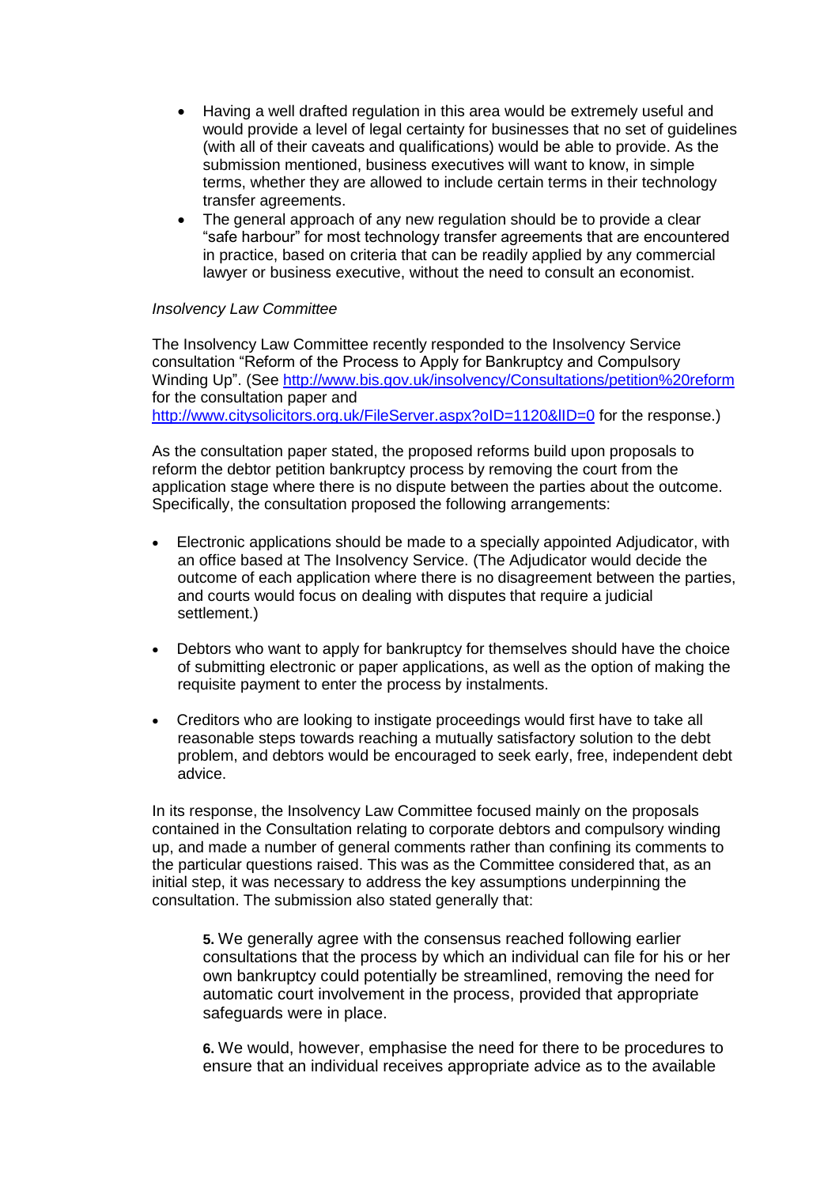- Having a well drafted regulation in this area would be extremely useful and would provide a level of legal certainty for businesses that no set of guidelines (with all of their caveats and qualifications) would be able to provide. As the submission mentioned, business executives will want to know, in simple terms, whether they are allowed to include certain terms in their technology transfer agreements.
- The general approach of any new regulation should be to provide a clear "safe harbour" for most technology transfer agreements that are encountered in practice, based on criteria that can be readily applied by any commercial lawyer or business executive, without the need to consult an economist.

*Insolvency Law Committee*

The Insolvency Law Committee recently responded to the Insolvency Service consultation "Reform of the Process to Apply for Bankruptcy and Compulsory Winding Up". (See [http://www.bis.gov.uk/insolvency/Consultations/petition%20reform](http://www.bis.gov.uk/insolvency/Consultations/petition%20reform) for the consultation paper and [http://www.citysolicitors.org.uk/FileServer.aspx?oID=1120&lID=0](http://www.citysolicitors.org.uk/FileServer.aspx?oID=1120&lID=0) for the response.)

As the consultation paper stated, the proposed reforms build upon proposals to reform the debtor petition bankruptcy process by removing the court from the application stage where there is no dispute between the parties about the outcome. Specifically, the consultation proposed the following arrangements:

- Electronic applications should be made to a specially appointed Adjudicator, with an office based at The Insolvency Service. (The Adjudicator would decide the outcome of each application where there is no disagreement between the parties, and courts would focus on dealing with disputes that require a judicial settlement.)

- Debtors who want to apply for bankruptcy for themselves should have the choice of submitting electronic or paper applications, as well as the option of making the requisite payment to enter the process by instalments.

- Creditors who are looking to instigate proceedings would first have to take all reasonable steps towards reaching a mutually satisfactory solution to the debt problem, and debtors would be encouraged to seek early, free, independent debt advice.

In its response, the Insolvency Law Committee focused mainly on the proposals contained in the Consultation relating to corporate debtors and compulsory winding up, and made a number of general comments rather than confining its comments to the particular questions raised. This was as the Committee considered that, as an initial step, it was necessary to address the key assumptions underpinning the consultation. The submission also stated generally that:

> **5.** We generally agree with the consensus reached following earlier consultations that the process by which an individual can file for his or her own bankruptcy could potentially be streamlined, removing the need for automatic court involvement in the process, provided that appropriate safeguards were in place.
>
> **6.** We would, however, emphasise the need for there to be procedures to ensure that an individual receives appropriate advice as to the available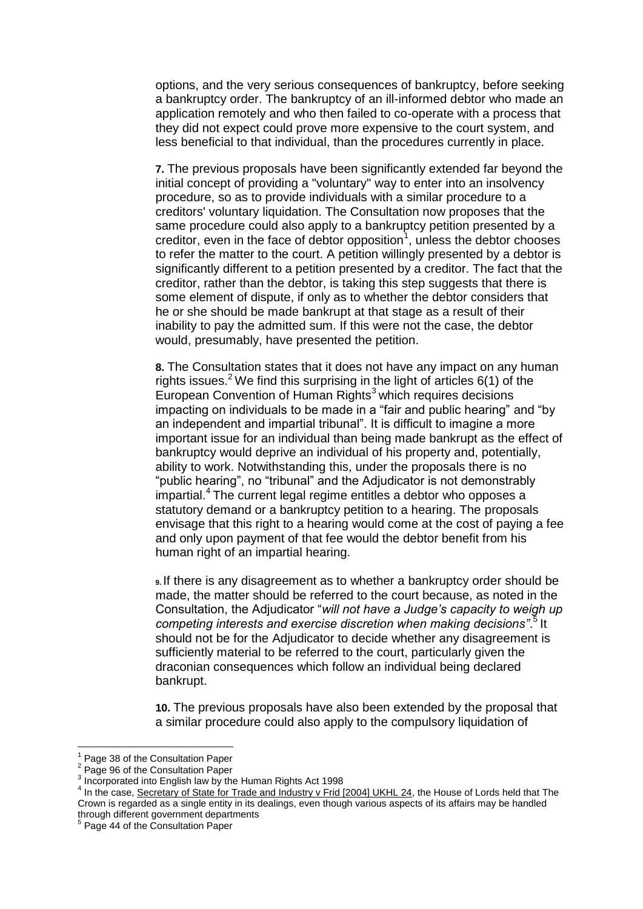options, and the very serious consequences of bankruptcy, before seeking a bankruptcy order. The bankruptcy of an ill-informed debtor who made an application remotely and who then failed to co-operate with a process that they did not expect could prove more expensive to the court system, and less beneficial to that individual, than the procedures currently in place.

**7.** The previous proposals have been significantly extended far beyond the initial concept of providing a "voluntary" way to enter into an insolvency procedure, so as to provide individuals with a similar procedure to a creditors' voluntary liquidation. The Consultation now proposes that the same procedure could also apply to a bankruptcy petition presented by a creditor, even in the face of debtor opposition[1], unless the debtor chooses to refer the matter to the court. A petition willingly presented by a debtor is significantly different to a petition presented by a creditor. The fact that the creditor, rather than the debtor, is taking this step suggests that there is some element of dispute, if only as to whether the debtor considers that he or she should be made bankrupt at that stage as a result of their inability to pay the admitted sum. If this were not the case, the debtor would, presumably, have presented the petition.

**8.** The Consultation states that it does not have any impact on any human rights issues.[2] We find this surprising in the light of articles 6(1) of the European Convention of Human Rights[3] which requires decisions impacting on individuals to be made in a "fair and public hearing" and "by an independent and impartial tribunal". It is difficult to imagine a more important issue for an individual than being made bankrupt as the effect of bankruptcy would deprive an individual of his property and, potentially, ability to work. Notwithstanding this, under the proposals there is no "public hearing", no "tribunal" and the Adjudicator is not demonstrably impartial.[4] The current legal regime entitles a debtor who opposes a statutory demand or a bankruptcy petition to a hearing. The proposals envisage that this right to a hearing would come at the cost of paying a fee and only upon payment of that fee would the debtor benefit from his human right of an impartial hearing.

**9.** If there is any disagreement as to whether a bankruptcy order should be made, the matter should be referred to the court because, as noted in the Consultation, the Adjudicator "*will not have a Judge's capacity to weigh up competing interests and exercise discretion when making decisions*".[5] It should not be for the Adjudicator to decide whether any disagreement is sufficiently material to be referred to the court, particularly given the draconian consequences which follow an individual being declared bankrupt.

**10.** The previous proposals have also been extended by the proposal that a similar procedure could also apply to the compulsory liquidation of

---

[1] Page 38 of the Consultation Paper

[2] Page 96 of the Consultation Paper

[3] Incorporated into English law by the Human Rights Act 1998

[4] In the case, Secretary of State for Trade and Industry v Frid [2004] UKHL 24, the House of Lords held that The Crown is regarded as a single entity in its dealings, even though various aspects of its affairs may be handled through different government departments

[5] Page 44 of the Consultation Paper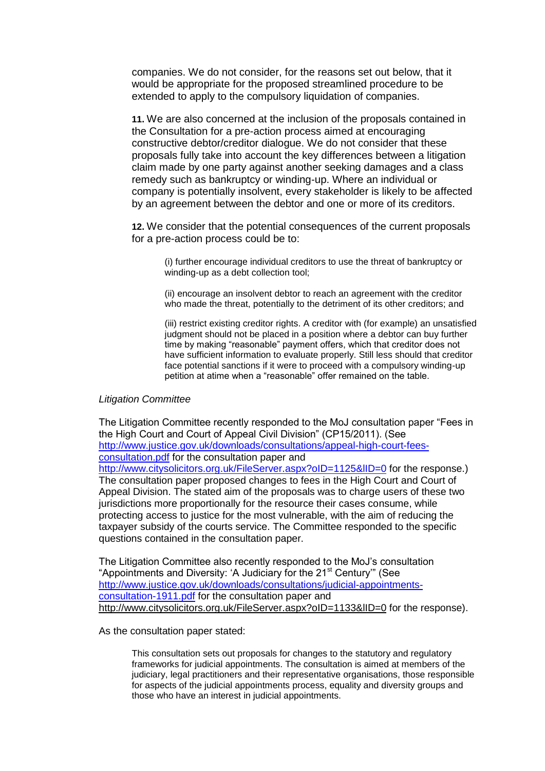companies. We do not consider, for the reasons set out below, that it would be appropriate for the proposed streamlined procedure to be extended to apply to the compulsory liquidation of companies.

**11.** We are also concerned at the inclusion of the proposals contained in the Consultation for a pre-action process aimed at encouraging constructive debtor/creditor dialogue. We do not consider that these proposals fully take into account the key differences between a litigation claim made by one party against another seeking damages and a class remedy such as bankruptcy or winding-up. Where an individual or company is potentially insolvent, every stakeholder is likely to be affected by an agreement between the debtor and one or more of its creditors.

**12.** We consider that the potential consequences of the current proposals for a pre-action process could be to:

(i) further encourage individual creditors to use the threat of bankruptcy or winding-up as a debt collection tool;

(ii) encourage an insolvent debtor to reach an agreement with the creditor who made the threat, potentially to the detriment of its other creditors; and

(iii) restrict existing creditor rights. A creditor with (for example) an unsatisfied judgment should not be placed in a position where a debtor can buy further time by making "reasonable" payment offers, which that creditor does not have sufficient information to evaluate properly. Still less should that creditor face potential sanctions if it were to proceed with a compulsory winding-up petition at atime when a "reasonable" offer remained on the table.

*Litigation Committee*

The Litigation Committee recently responded to the MoJ consultation paper "Fees in the High Court and Court of Appeal Civil Division" (CP15/2011). (See [http://www.justice.gov.uk/downloads/consultations/appeal-high-court-fees-consultation.pdf](http://www.justice.gov.uk/downloads/consultations/appeal-high-court-fees-consultation.pdf) for the consultation paper and [http://www.citysolicitors.org.uk/FileServer.aspx?oID=1125&lID=0](http://www.citysolicitors.org.uk/FileServer.aspx?oID=1125&lID=0) for the response.) The consultation paper proposed changes to fees in the High Court and Court of Appeal Division. The stated aim of the proposals was to charge users of these two jurisdictions more proportionally for the resource their cases consume, while protecting access to justice for the most vulnerable, with the aim of reducing the taxpayer subsidy of the courts service. The Committee responded to the specific questions contained in the consultation paper.

The Litigation Committee also recently responded to the MoJ's consultation "Appointments and Diversity: 'A Judiciary for the 21st Century'" (See [http://www.justice.gov.uk/downloads/consultations/judicial-appointments-consultation-1911.pdf](http://www.justice.gov.uk/downloads/consultations/judicial-appointments-consultation-1911.pdf) for the consultation paper and [http://www.citysolicitors.org.uk/FileServer.aspx?oID=1133&lID=0](http://www.citysolicitors.org.uk/FileServer.aspx?oID=1133&lID=0) for the response).

As the consultation paper stated:

> This consultation sets out proposals for changes to the statutory and regulatory frameworks for judicial appointments. The consultation is aimed at members of the judiciary, legal practitioners and their representative organisations, those responsible for aspects of the judicial appointments process, equality and diversity groups and those who have an interest in judicial appointments.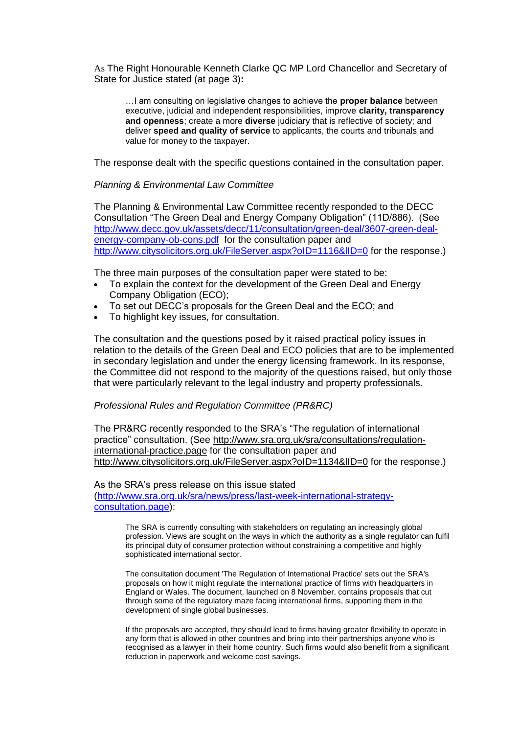As The Right Honourable Kenneth Clarke QC MP Lord Chancellor and Secretary of State for Justice stated (at page 3)**:**

> …I am consulting on legislative changes to achieve the **proper balance** between executive, judicial and independent responsibilities, improve **clarity, transparency and openness**; create a more **diverse** judiciary that is reflective of society; and deliver **speed and quality of service** to applicants, the courts and tribunals and value for money to the taxpayer.

The response dealt with the specific questions contained in the consultation paper.

*Planning & Environmental Law Committee*

The Planning & Environmental Law Committee recently responded to the DECC Consultation "The Green Deal and Energy Company Obligation" (11D/886). (See http://www.decc.gov.uk/assets/decc/11/consultation/green-deal/3607-green-deal-energy-company-ob-cons.pdf for the consultation paper and http://www.citysolicitors.org.uk/FileServer.aspx?oID=1116&lID=0 for the response.)

The three main purposes of the consultation paper were stated to be:

- To explain the context for the development of the Green Deal and Energy Company Obligation (ECO);
- To set out DECC's proposals for the Green Deal and the ECO; and
- To highlight key issues, for consultation.

The consultation and the questions posed by it raised practical policy issues in relation to the details of the Green Deal and ECO policies that are to be implemented in secondary legislation and under the energy licensing framework. In its response, the Committee did not respond to the majority of the questions raised, but only those that were particularly relevant to the legal industry and property professionals.

*Professional Rules and Regulation Committee (PR&RC)*

The PR&RC recently responded to the SRA's "The regulation of international practice" consultation. (See http://www.sra.org.uk/sra/consultations/regulation-international-practice.page for the consultation paper and http://www.citysolicitors.org.uk/FileServer.aspx?oID=1134&lID=0 for the response.)

As the SRA's press release on this issue stated (http://www.sra.org.uk/sra/news/press/last-week-international-strategy-consultation.page):

> The SRA is currently consulting with stakeholders on regulating an increasingly global profession. Views are sought on the ways in which the authority as a single regulator can fulfil its principal duty of consumer protection without constraining a competitive and highly sophisticated international sector.
>
> The consultation document 'The Regulation of International Practice' sets out the SRA's proposals on how it might regulate the international practice of firms with headquarters in England or Wales. The document, launched on 8 November, contains proposals that cut through some of the regulatory maze facing international firms, supporting them in the development of single global businesses.
>
> If the proposals are accepted, they should lead to firms having greater flexibility to operate in any form that is allowed in other countries and bring into their partnerships anyone who is recognised as a lawyer in their home country. Such firms would also benefit from a significant reduction in paperwork and welcome cost savings.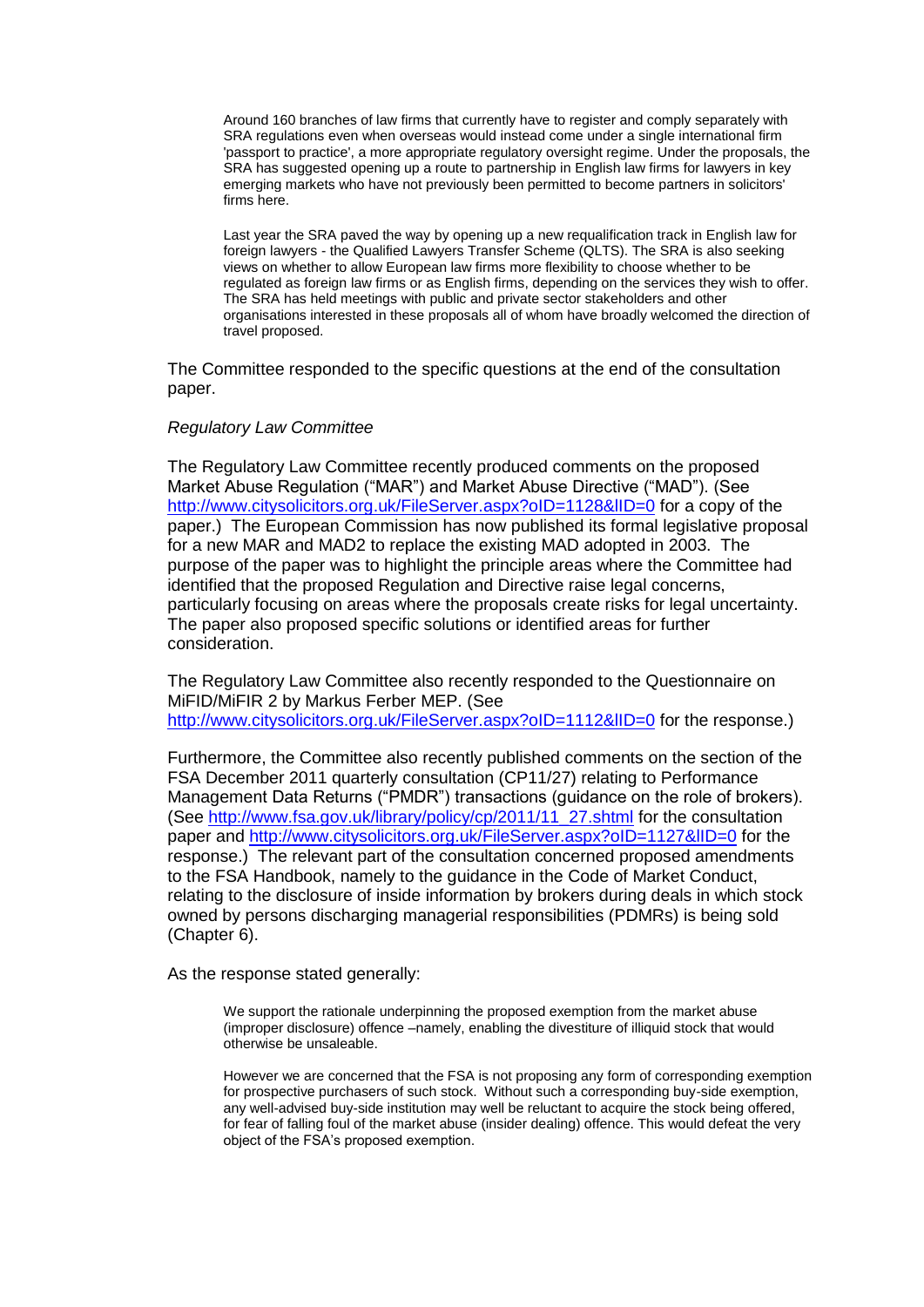> Around 160 branches of law firms that currently have to register and comply separately with SRA regulations even when overseas would instead come under a single international firm 'passport to practice', a more appropriate regulatory oversight regime. Under the proposals, the SRA has suggested opening up a route to partnership in English law firms for lawyers in key emerging markets who have not previously been permitted to become partners in solicitors' firms here.
>
> Last year the SRA paved the way by opening up a new requalification track in English law for foreign lawyers - the Qualified Lawyers Transfer Scheme (QLTS). The SRA is also seeking views on whether to allow European law firms more flexibility to choose whether to be regulated as foreign law firms or as English firms, depending on the services they wish to offer. The SRA has held meetings with public and private sector stakeholders and other organisations interested in these proposals all of whom have broadly welcomed the direction of travel proposed.

The Committee responded to the specific questions at the end of the consultation paper.

*Regulatory Law Committee*

The Regulatory Law Committee recently produced comments on the proposed Market Abuse Regulation ("MAR") and Market Abuse Directive ("MAD"). (See http://www.citysolicitors.org.uk/FileServer.aspx?oID=1128&lID=0 for a copy of the paper.) The European Commission has now published its formal legislative proposal for a new MAR and MAD2 to replace the existing MAD adopted in 2003. The purpose of the paper was to highlight the principle areas where the Committee had identified that the proposed Regulation and Directive raise legal concerns, particularly focusing on areas where the proposals create risks for legal uncertainty. The paper also proposed specific solutions or identified areas for further consideration.

The Regulatory Law Committee also recently responded to the Questionnaire on MiFID/MiFIR 2 by Markus Ferber MEP. (See http://www.citysolicitors.org.uk/FileServer.aspx?oID=1112&lID=0 for the response.)

Furthermore, the Committee also recently published comments on the section of the FSA December 2011 quarterly consultation (CP11/27) relating to Performance Management Data Returns ("PMDR") transactions (guidance on the role of brokers). (See http://www.fsa.gov.uk/library/policy/cp/2011/11_27.shtml for the consultation paper and http://www.citysolicitors.org.uk/FileServer.aspx?oID=1127&lID=0 for the response.) The relevant part of the consultation concerned proposed amendments to the FSA Handbook, namely to the guidance in the Code of Market Conduct, relating to the disclosure of inside information by brokers during deals in which stock owned by persons discharging managerial responsibilities (PDMRs) is being sold (Chapter 6).

As the response stated generally:

> We support the rationale underpinning the proposed exemption from the market abuse (improper disclosure) offence –namely, enabling the divestiture of illiquid stock that would otherwise be unsaleable.
>
> However we are concerned that the FSA is not proposing any form of corresponding exemption for prospective purchasers of such stock. Without such a corresponding buy-side exemption, any well-advised buy-side institution may well be reluctant to acquire the stock being offered, for fear of falling foul of the market abuse (insider dealing) offence. This would defeat the very object of the FSA's proposed exemption.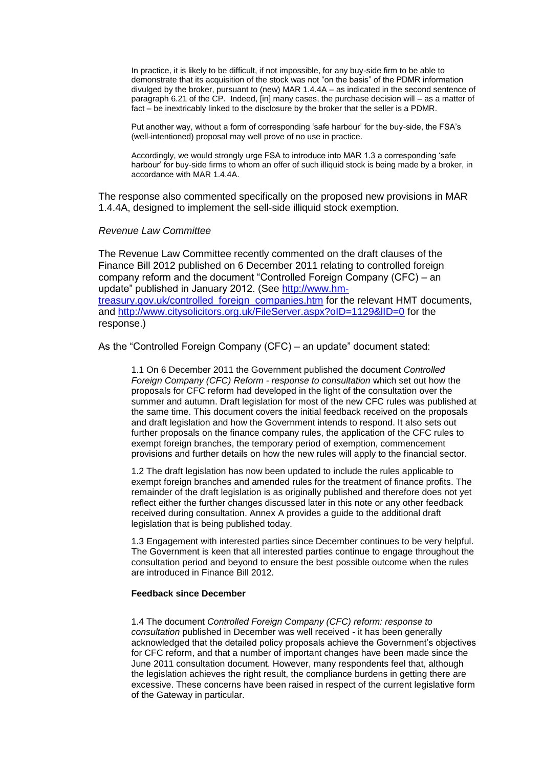> In practice, it is likely to be difficult, if not impossible, for any buy-side firm to be able to demonstrate that its acquisition of the stock was not "on the basis" of the PDMR information divulged by the broker, pursuant to (new) MAR 1.4.4A – as indicated in the second sentence of paragraph 6.21 of the CP. Indeed, [in] many cases, the purchase decision will – as a matter of fact – be inextricably linked to the disclosure by the broker that the seller is a PDMR.
>
> Put another way, without a form of corresponding 'safe harbour' for the buy-side, the FSA's (well-intentioned) proposal may well prove of no use in practice.
>
> Accordingly, we would strongly urge FSA to introduce into MAR 1.3 a corresponding 'safe harbour' for buy-side firms to whom an offer of such illiquid stock is being made by a broker, in accordance with MAR 1.4.4A.

The response also commented specifically on the proposed new provisions in MAR 1.4.4A, designed to implement the sell-side illiquid stock exemption.

*Revenue Law Committee*

The Revenue Law Committee recently commented on the draft clauses of the Finance Bill 2012 published on 6 December 2011 relating to controlled foreign company reform and the document "Controlled Foreign Company (CFC) – an update" published in January 2012. (See [http://www.hm-treasury.gov.uk/controlled_foreign_companies.htm](http://www.hm-treasury.gov.uk/controlled_foreign_companies.htm) for the relevant HMT documents, and [http://www.citysolicitors.org.uk/FileServer.aspx?oID=1129&lID=0](http://www.citysolicitors.org.uk/FileServer.aspx?oID=1129&lID=0) for the response.)

As the "Controlled Foreign Company (CFC) – an update" document stated:

> 1.1 On 6 December 2011 the Government published the document *Controlled Foreign Company (CFC) Reform - response to consultation* which set out how the proposals for CFC reform had developed in the light of the consultation over the summer and autumn. Draft legislation for most of the new CFC rules was published at the same time. This document covers the initial feedback received on the proposals and draft legislation and how the Government intends to respond. It also sets out further proposals on the finance company rules, the application of the CFC rules to exempt foreign branches, the temporary period of exemption, commencement provisions and further details on how the new rules will apply to the financial sector.
>
> 1.2 The draft legislation has now been updated to include the rules applicable to exempt foreign branches and amended rules for the treatment of finance profits. The remainder of the draft legislation is as originally published and therefore does not yet reflect either the further changes discussed later in this note or any other feedback received during consultation. Annex A provides a guide to the additional draft legislation that is being published today.
>
> 1.3 Engagement with interested parties since December continues to be very helpful. The Government is keen that all interested parties continue to engage throughout the consultation period and beyond to ensure the best possible outcome when the rules are introduced in Finance Bill 2012.
>
> **Feedback since December**
>
> 1.4 The document *Controlled Foreign Company (CFC) reform: response to consultation* published in December was well received - it has been generally acknowledged that the detailed policy proposals achieve the Government's objectives for CFC reform, and that a number of important changes have been made since the June 2011 consultation document. However, many respondents feel that, although the legislation achieves the right result, the compliance burdens in getting there are excessive. These concerns have been raised in respect of the current legislative form of the Gateway in particular.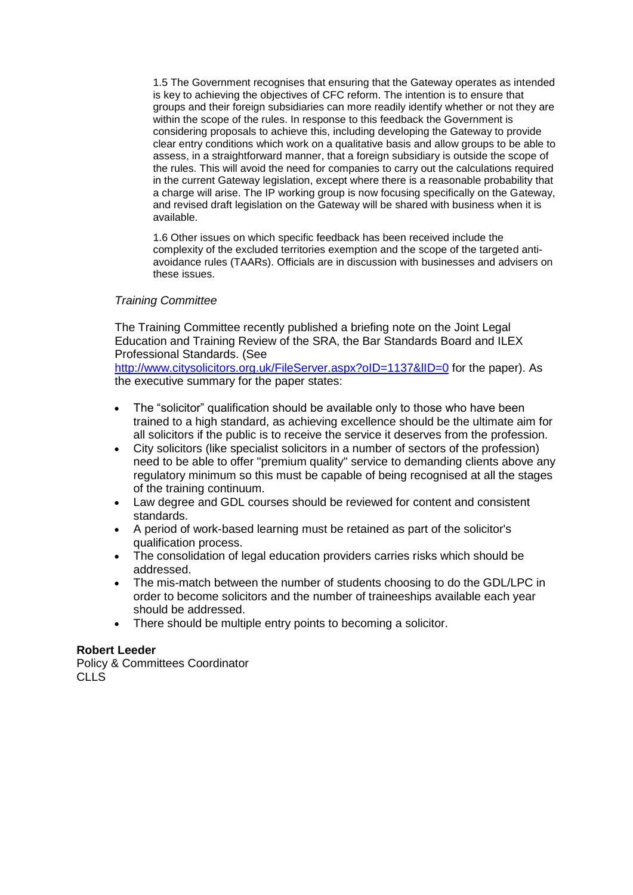1.5 The Government recognises that ensuring that the Gateway operates as intended is key to achieving the objectives of CFC reform. The intention is to ensure that groups and their foreign subsidiaries can more readily identify whether or not they are within the scope of the rules. In response to this feedback the Government is considering proposals to achieve this, including developing the Gateway to provide clear entry conditions which work on a qualitative basis and allow groups to be able to assess, in a straightforward manner, that a foreign subsidiary is outside the scope of the rules. This will avoid the need for companies to carry out the calculations required in the current Gateway legislation, except where there is a reasonable probability that a charge will arise. The IP working group is now focusing specifically on the Gateway, and revised draft legislation on the Gateway will be shared with business when it is available.

1.6 Other issues on which specific feedback has been received include the complexity of the excluded territories exemption and the scope of the targeted anti-avoidance rules (TAARs). Officials are in discussion with businesses and advisers on these issues.

*Training Committee*

The Training Committee recently published a briefing note on the Joint Legal Education and Training Review of the SRA, the Bar Standards Board and ILEX Professional Standards. (See [http://www.citysolicitors.org.uk/FileServer.aspx?oID=1137&lID=0](http://www.citysolicitors.org.uk/FileServer.aspx?oID=1137&lID=0) for the paper). As the executive summary for the paper states:

- The “solicitor” qualification should be available only to those who have been trained to a high standard, as achieving excellence should be the ultimate aim for all solicitors if the public is to receive the service it deserves from the profession.
- City solicitors (like specialist solicitors in a number of sectors of the profession) need to be able to offer "premium quality" service to demanding clients above any regulatory minimum so this must be capable of being recognised at all the stages of the training continuum.
- Law degree and GDL courses should be reviewed for content and consistent standards.
- A period of work-based learning must be retained as part of the solicitor's qualification process.
- The consolidation of legal education providers carries risks which should be addressed.
- The mis-match between the number of students choosing to do the GDL/LPC in order to become solicitors and the number of traineeships available each year should be addressed.
- There should be multiple entry points to becoming a solicitor.

**Robert Leeder**
Policy & Committees Coordinator
CLLS